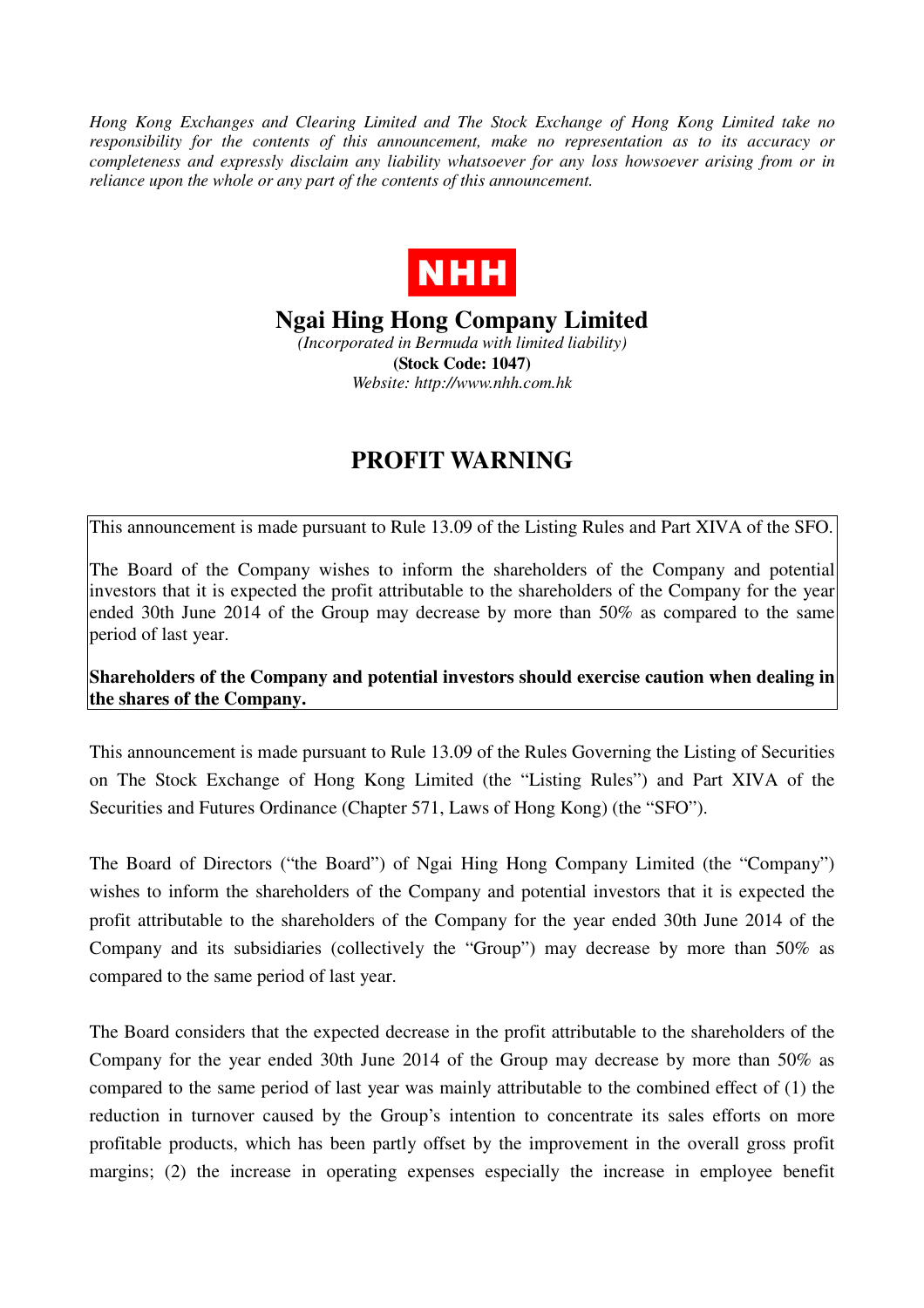*Hong Kong Exchanges and Clearing Limited and The Stock Exchange of Hong Kong Limited take no responsibility for the contents of this announcement, make no representation as to its accuracy or completeness and expressly disclaim any liability whatsoever for any loss howsoever arising from or in reliance upon the whole or any part of the contents of this announcement.*

NHH

# Ngai Hing Hong Company Limited

*(Incorporated in Bermuda with limited liability)*

**(Stock Code: 1047)**

*Website: http://www.nhh.com.hk*

# PROFIT WARNING

This announcement is made pursuant to Rule 13.09 of the Listing Rules and Part XIVA of the SFO.

The Board of the Company wishes to inform the shareholders of the Company and potential investors that it is expected the profit attributable to the shareholders of the Company for the year ended 30th June 2014 of the Group may decrease by more than 50% as compared to the same period of last year.

**Shareholders of the Company and potential investors should exercise caution when dealing in the shares of the Company.**

This announcement is made pursuant to Rule 13.09 of the Rules Governing the Listing of Securities on The Stock Exchange of Hong Kong Limited (the "Listing Rules") and Part XIVA of the Securities and Futures Ordinance (Chapter 571, Laws of Hong Kong) (the "SFO").

The Board of Directors ("the Board") of Ngai Hing Hong Company Limited (the "Company") wishes to inform the shareholders of the Company and potential investors that it is expected the profit attributable to the shareholders of the Company for the year ended 30th June 2014 of the Company and its subsidiaries (collectively the "Group") may decrease by more than 50% as compared to the same period of last year.

The Board considers that the expected decrease in the profit attributable to the shareholders of the Company for the year ended 30th June 2014 of the Group may decrease by more than 50% as compared to the same period of last year was mainly attributable to the combined effect of (1) the reduction in turnover caused by the Group's intention to concentrate its sales efforts on more profitable products, which has been partly offset by the improvement in the overall gross profit margins; (2) the increase in operating expenses especially the increase in employee benefit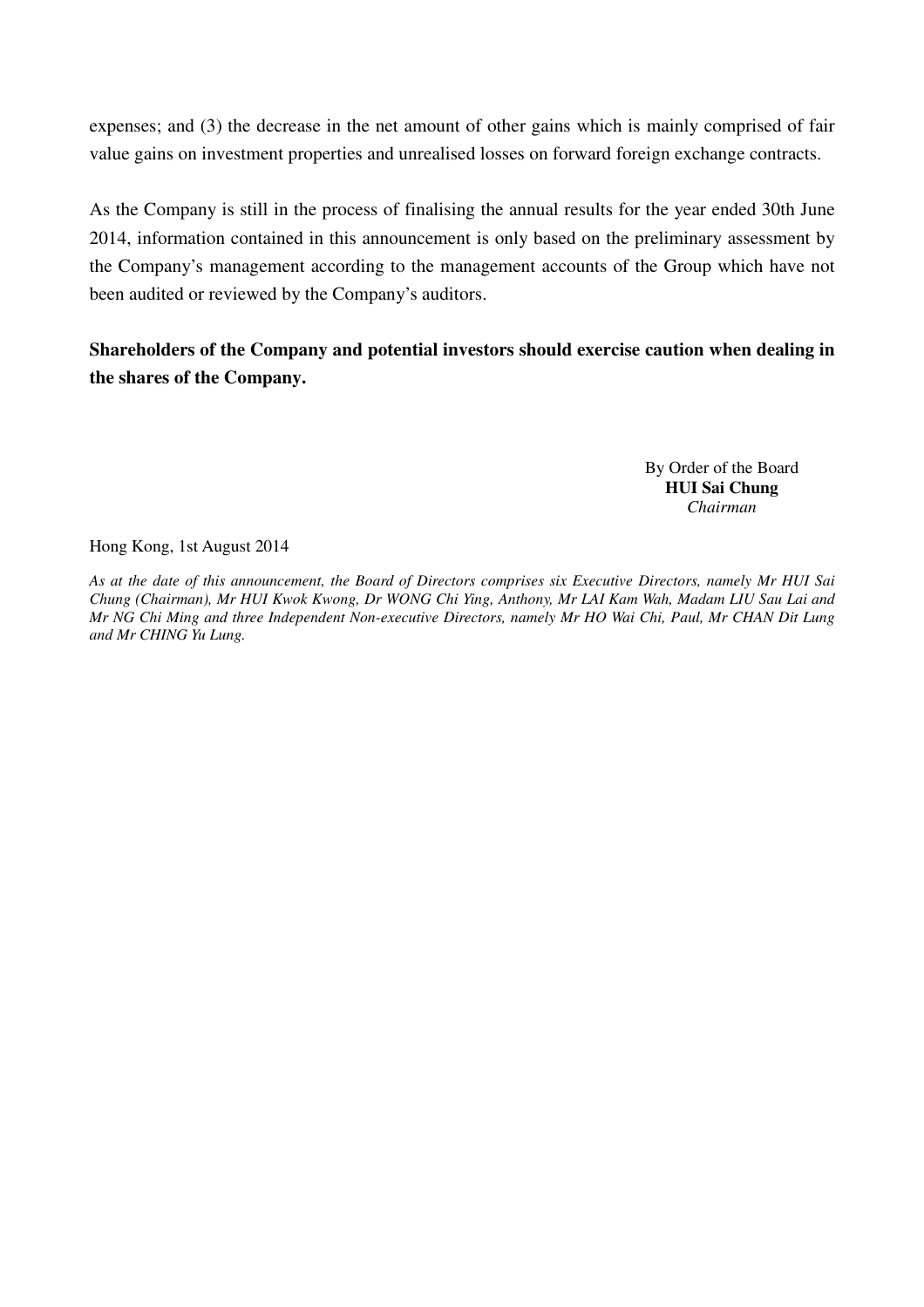expenses; and (3) the decrease in the net amount of other gains which is mainly comprised of fair value gains on investment properties and unrealised losses on forward foreign exchange contracts.

As the Company is still in the process of finalising the annual results for the year ended 30th June 2014, information contained in this announcement is only based on the preliminary assessment by the Company's management according to the management accounts of the Group which have not been audited or reviewed by the Company's auditors.

**Shareholders of the Company and potential investors should exercise caution when dealing in the shares of the Company.**

By Order of the Board
**HUI Sai Chung**
*Chairman*

Hong Kong, 1st August 2014

*As at the date of this announcement, the Board of Directors comprises six Executive Directors, namely Mr HUI Sai Chung (Chairman), Mr HUI Kwok Kwong, Dr WONG Chi Ying, Anthony, Mr LAI Kam Wah, Madam LIU Sau Lai and Mr NG Chi Ming and three Independent Non-executive Directors, namely Mr HO Wai Chi, Paul, Mr CHAN Dit Lung and Mr CHING Yu Lung.*